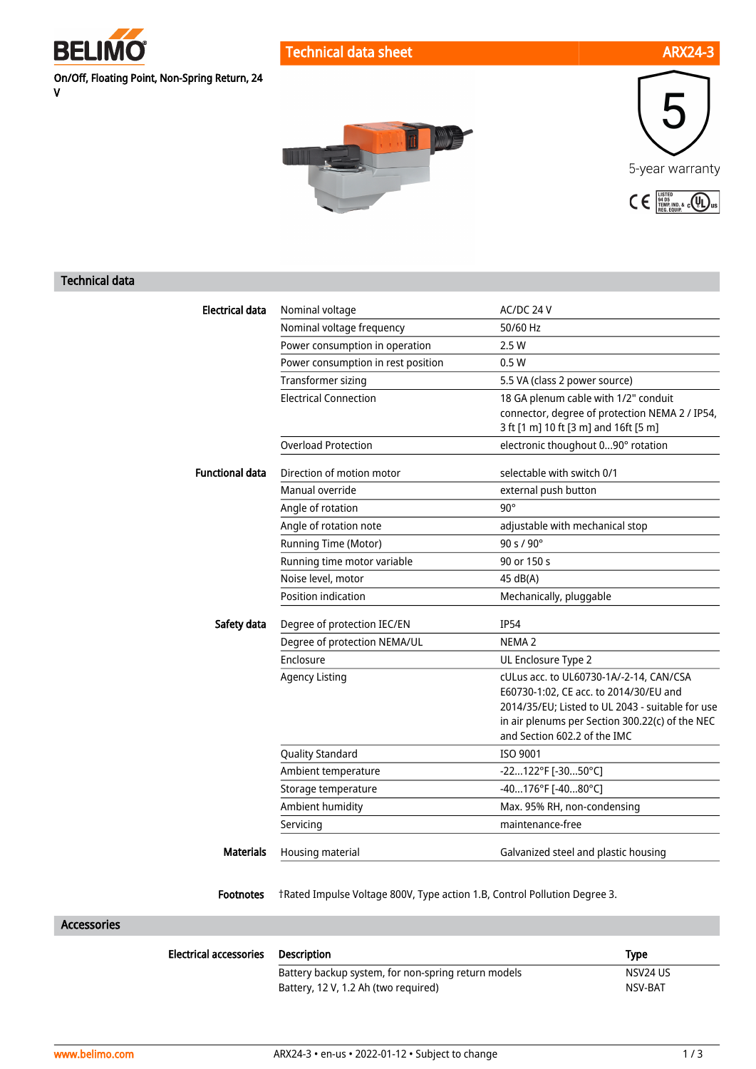BELIMO

On/Off, Floating Point, Non-Spring Return, 24 V

# Technical data sheet ARX24-3

5-year warranty

## Technical data

| | | |
|---|---|---|
| **Electrical data** | Nominal voltage | AC/DC 24 V |
| | Nominal voltage frequency | 50/60 Hz |
| | Power consumption in operation | 2.5 W |
| | Power consumption in rest position | 0.5 W |
| | Transformer sizing | 5.5 VA (class 2 power source) |
| | Electrical Connection | 18 GA plenum cable with 1/2" conduit connector, degree of protection NEMA 2 / IP54, 3 ft [1 m] 10 ft [3 m] and 16ft [5 m] |
| | Overload Protection | electronic thoughout 0...90° rotation |
| **Functional data** | Direction of motion motor | selectable with switch 0/1 |
| | Manual override | external push button |
| | Angle of rotation | 90° |
| | Angle of rotation note | adjustable with mechanical stop |
| | Running Time (Motor) | 90 s / 90° |
| | Running time motor variable | 90 or 150 s |
| | Noise level, motor | 45 dB(A) |
| | Position indication | Mechanically, pluggable |
| **Safety data** | Degree of protection IEC/EN | IP54 |
| | Degree of protection NEMA/UL | NEMA 2 |
| | Enclosure | UL Enclosure Type 2 |
| | Agency Listing | cULus acc. to UL60730-1A/-2-14, CAN/CSA E60730-1:02, CE acc. to 2014/30/EU and 2014/35/EU; Listed to UL 2043 - suitable for use in air plenums per Section 300.22(c) of the NEC and Section 602.2 of the IMC |
| | Quality Standard | ISO 9001 |
| | Ambient temperature | -22...122°F [-30...50°C] |
| | Storage temperature | -40...176°F [-40...80°C] |
| | Ambient humidity | Max. 95% RH, non-condensing |
| | Servicing | maintenance-free |
| **Materials** | Housing material | Galvanized steel and plastic housing |

**Footnotes** †Rated Impulse Voltage 800V, Type action 1.B, Control Pollution Degree 3.

## Accessories

| **Electrical accessories** | **Description** | **Type** |
|---|---|---|
| | Battery backup system, for non-spring return models | NSV24 US |
| | Battery, 12 V, 1.2 Ah (two required) | NSV-BAT |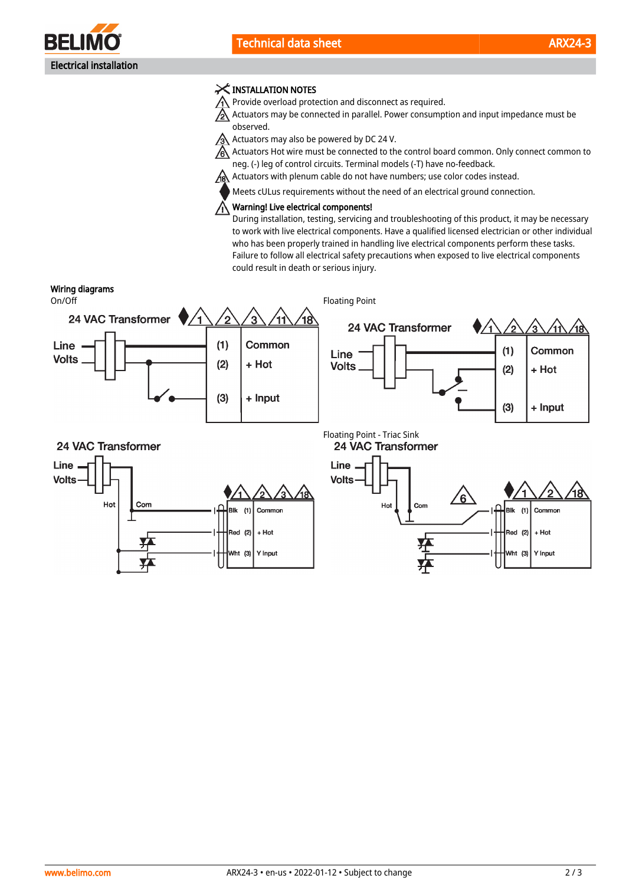## Electrical installation

**INSTALLATION NOTES**

1. Provide overload protection and disconnect as required.
2. Actuators may be connected in parallel. Power consumption and input impedance must be observed.
3. Actuators may also be powered by DC 24 V.
6. Actuators Hot wire must be connected to the control board common. Only connect common to neg. (-) leg of control circuits. Terminal models (-T) have no-feedback.
18. Actuators with plenum cable do not have numbers; use color codes instead.

◆ Meets cULus requirements without the need of an electrical ground connection.

**Warning! Live electrical components!**
During installation, testing, servicing and troubleshooting of this product, it may be necessary to work with live electrical components. Have a qualified licensed electrician or other individual who has been properly trained in handling live electrical components perform these tasks. Failure to follow all electrical safety precautions when exposed to live electrical components could result in death or serious injury.

**Wiring diagrams**

On/Off

24 VAC Transformer ◆ 1 2 3 11 18

Line Volts

(1) Common
(2) + Hot
(3) + Input

Floating Point

24 VAC Transformer ◆ 1 2 3 11 18

Line Volts

(1) Common
(2) + Hot
(3) + Input

24 VAC Transformer

Line Volts

Hot Com

◆ 1 2 3 18

Blk (1) Common
Red (2) + Hot
Wht (3) Y Input

Floating Point - Triac Sink

24 VAC Transformer

Line Volts

Hot Com 6

◆ 1 2 18

Blk (1) Common
Red (2) + Hot
Wht (3) Y Input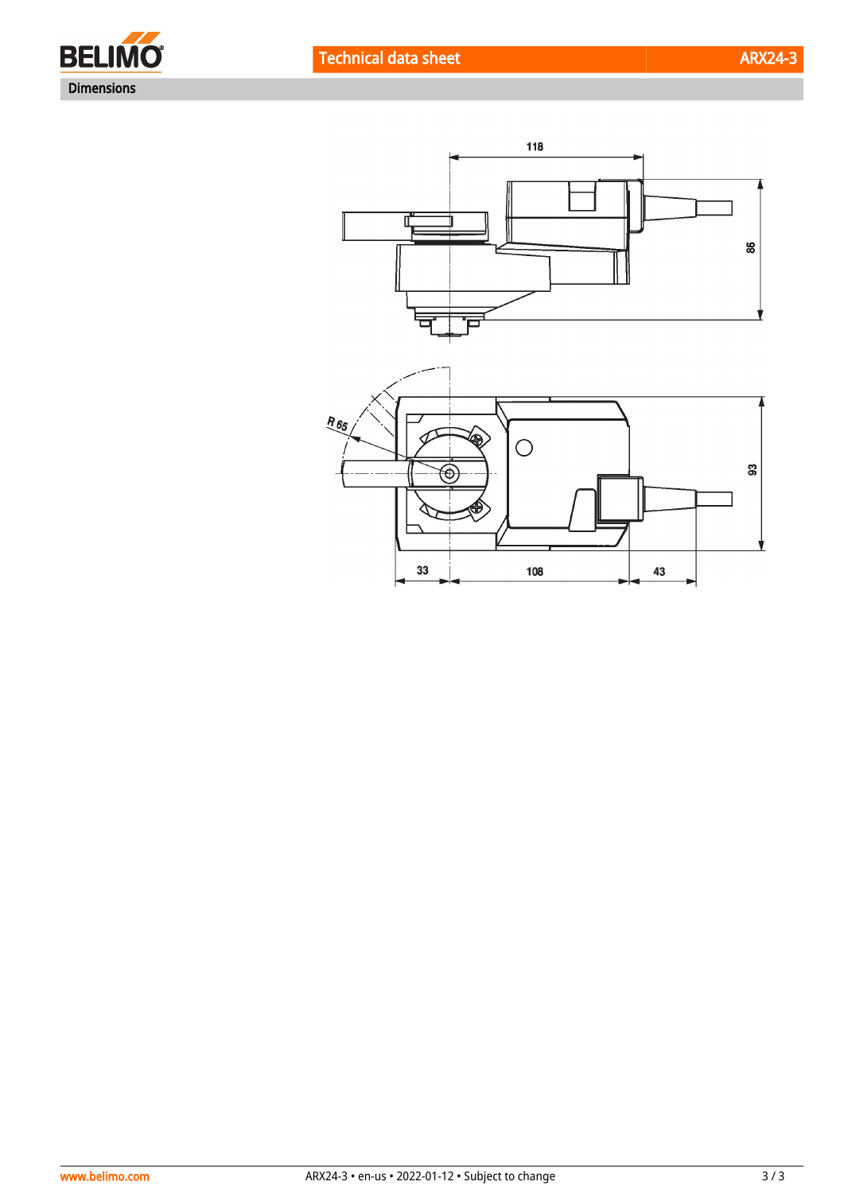## Dimensions

118

86

R 65

93

33

108

43